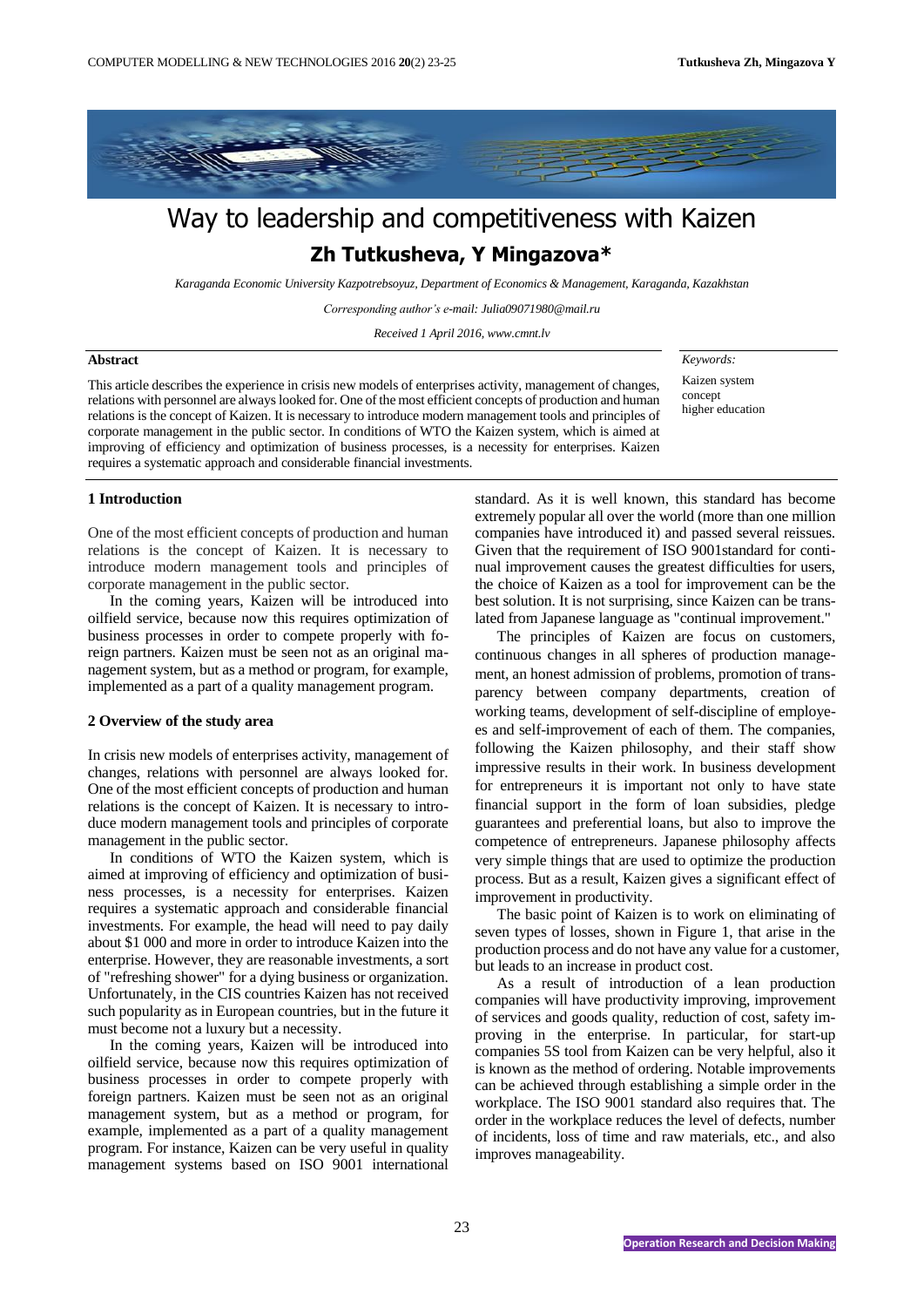# Way to leadership and competitiveness with Kaizen

## Zh Tutkusheva, Y Mingazova*

*Karaganda Economic University Kazpotrebsoyuz, Department of Economics & Management, Karaganda, Kazakhstan*

*Corresponding author's e-mail: Julia09071980@mail.ru*

*Received 1 April 2016, www.cmnt.lv*

**Abstract**

This article describes the experience in crisis new models of enterprises activity, management of changes, relations with personnel are always looked for. One of the most efficient concepts of production and human relations is the concept of Kaizen. It is necessary to introduce modern management tools and principles of corporate management in the public sector. In conditions of WTO the Kaizen system, which is aimed at improving of efficiency and optimization of business processes, is a necessity for enterprises. Kaizen requires a systematic approach and considerable financial investments.

*Keywords:*

Kaizen system
concept
higher education

### 1 Introduction

One of the most efficient concepts of production and human relations is the concept of Kaizen. It is necessary to introduce modern management tools and principles of corporate management in the public sector.

In the coming years, Kaizen will be introduced into oilfield service, because now this requires optimization of business processes in order to compete properly with foreign partners. Kaizen must be seen not as an original management system, but as a method or program, for example, implemented as a part of a quality management program.

### 2 Overview of the study area

In crisis new models of enterprises activity, management of changes, relations with personnel are always looked for. One of the most efficient concepts of production and human relations is the concept of Kaizen. It is necessary to introduce modern management tools and principles of corporate management in the public sector.

In conditions of WTO the Kaizen system, which is aimed at improving of efficiency and optimization of business processes, is a necessity for enterprises. Kaizen requires a systematic approach and considerable financial investments. For example, the head will need to pay daily about $1 000 and more in order to introduce Kaizen into the enterprise. However, they are reasonable investments, a sort of "refreshing shower" for a dying business or organization. Unfortunately, in the CIS countries Kaizen has not received such popularity as in European countries, but in the future it must become not a luxury but a necessity.

In the coming years, Kaizen will be introduced into oilfield service, because now this requires optimization of business processes in order to compete properly with foreign partners. Kaizen must be seen not as an original management system, but as a method or program, for example, implemented as a part of a quality management program. For instance, Kaizen can be very useful in quality management systems based on ISO 9001 international standard. As it is well known, this standard has become extremely popular all over the world (more than one million companies have introduced it) and passed several reissues. Given that the requirement of ISO 9001standard for continual improvement causes the greatest difficulties for users, the choice of Kaizen as a tool for improvement can be the best solution. It is not surprising, since Kaizen can be translated from Japanese language as "continual improvement."

The principles of Kaizen are focus on customers, continuous changes in all spheres of production management, an honest admission of problems, promotion of transparency between company departments, creation of working teams, development of self-discipline of employees and self-improvement of each of them. The companies, following the Kaizen philosophy, and their staff show impressive results in their work. In business development for entrepreneurs it is important not only to have state financial support in the form of loan subsidies, pledge guarantees and preferential loans, but also to improve the competence of entrepreneurs. Japanese philosophy affects very simple things that are used to optimize the production process. But as a result, Kaizen gives a significant effect of improvement in productivity.

The basic point of Kaizen is to work on eliminating of seven types of losses, shown in Figure 1, that arise in the production process and do not have any value for a customer, but leads to an increase in product cost.

As a result of introduction of a lean production companies will have productivity improving, improvement of services and goods quality, reduction of cost, safety improving in the enterprise. In particular, for start-up companies 5S tool from Kaizen can be very helpful, also it is known as the method of ordering. Notable improvements can be achieved through establishing a simple order in the workplace. The ISO 9001 standard also requires that. The order in the workplace reduces the level of defects, number of incidents, loss of time and raw materials, etc., and also improves manageability.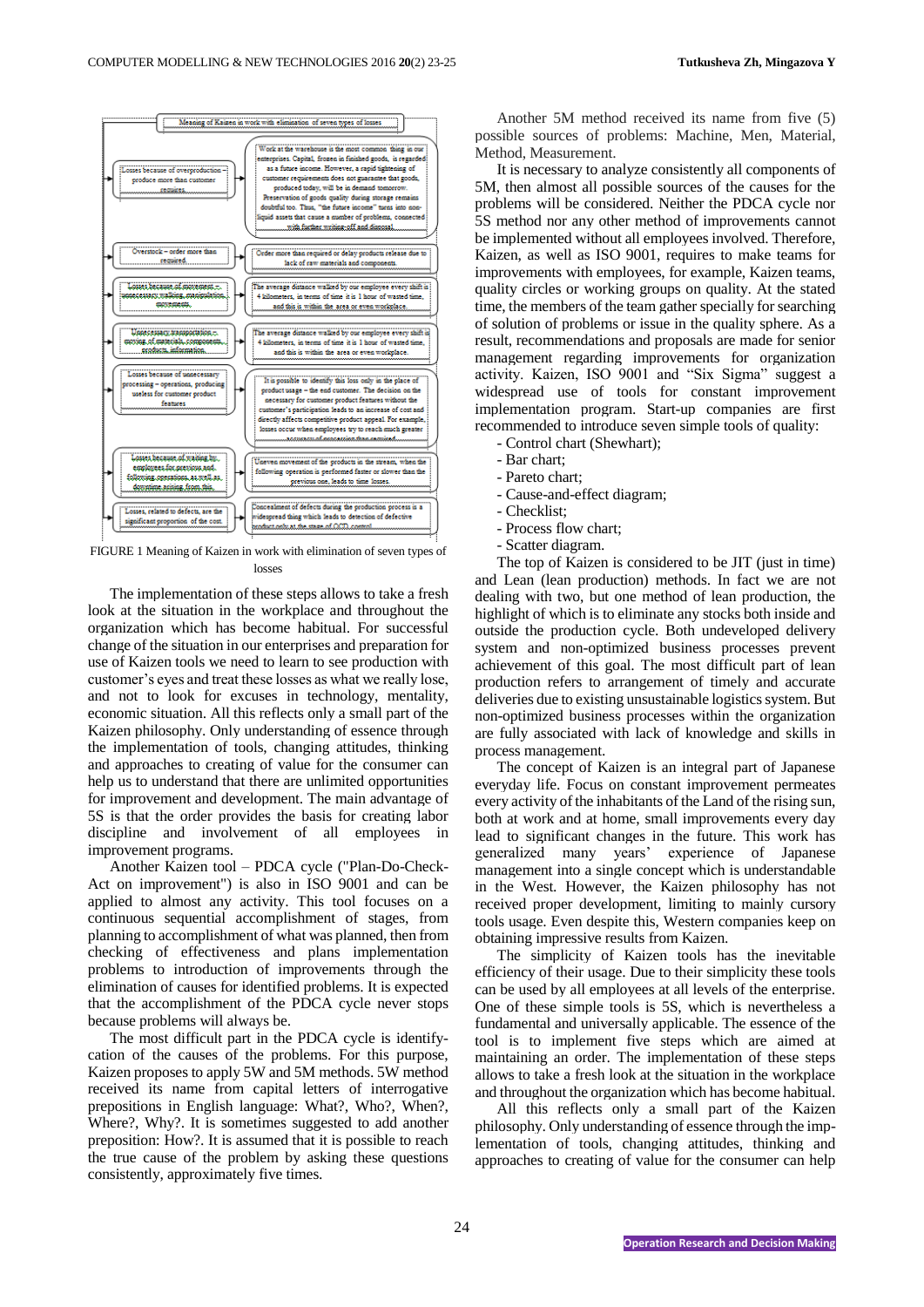**Meaning of Kaizen in work with elimination of seven types of losses**

| Type of loss | Description |
|---|---|
| Losses because of overproduction – produce more than customer requires. | Work at the warehouse is the most common thing in our enterprises. Capital, frozen in finished goods, is regarded as a future income. However, a rapid tightening of customer requirements does not guarantee that goods, produced today, will be in demand tomorrow. Preservation of goods quality during storage remains doubtful too. Thus, "the future income" turns into non-liquid assets that cause a number of problems, connected with further writing-off and disposal. |
| Overstock – order more than required. | Order more than required or delay products release due to lack of raw materials and components. |
| Losses because of movement – unnecessary walking, manipulation, movements. | The average distance walked by our employee every shift is 4 kilometers, in terms of time it is 1 hour of wasted time, and this is within the area or even workplace. |
| Unnecessary transportation – moving of materials, components, products, information. | The average distance walked by our employee every shift is 4 kilometers, in terms of time it is 1 hour of wasted time, and this is within the area or even workplace. |
| Losses because of unnecessary processing – operations, producing useless for customer product features | It is possible to identify this loss only in the place of product usage – the end customer. The decision on the necessary for customer product features without the customer's participation leads to an increase of cost and directly affects competitive product appeal. For example, losses occur when employees try to reach much greater accuracy of processing than required. |
| Losses because of waiting by employees for previous and following operations, as well as downtime arising from this. | Uneven movement of the products in the stream, when the following operation is performed faster or slower than the previous one, leads to time losses. |
| Losses, related to defects, are the significant proportion of the cost. | Concealment of defects during the production process is a widespread thing which leads to detection of defective product only at the stage of OCD control. |

FIGURE 1 Meaning of Kaizen in work with elimination of seven types of losses

The implementation of these steps allows to take a fresh look at the situation in the workplace and throughout the organization which has become habitual. For successful change of the situation in our enterprises and preparation for use of Kaizen tools we need to learn to see production with customer's eyes and treat these losses as what we really lose, and not to look for excuses in technology, mentality, economic situation. All this reflects only a small part of the Kaizen philosophy. Only understanding of essence through the implementation of tools, changing attitudes, thinking and approaches to creating of value for the consumer can help us to understand that there are unlimited opportunities for improvement and development. The main advantage of 5S is that the order provides the basis for creating labor discipline and involvement of all employees in improvement programs.

Another Kaizen tool – PDCA cycle ("Plan-Do-Check-Act on improvement") is also in ISO 9001 and can be applied to almost any activity. This tool focuses on a continuous sequential accomplishment of stages, from planning to accomplishment of what was planned, then from checking of effectiveness and plans implementation problems to introduction of improvements through the elimination of causes for identified problems. It is expected that the accomplishment of the PDCA cycle never stops because problems will always be.

The most difficult part in the PDCA cycle is identify-cation of the causes of the problems. For this purpose, Kaizen proposes to apply 5W and 5M methods. 5W method received its name from capital letters of interrogative prepositions in English language: What?, Who?, When?, Where?, Why?. It is sometimes suggested to add another preposition: How?. It is assumed that it is possible to reach the true cause of the problem by asking these questions consistently, approximately five times.

Another 5M method received its name from five (5) possible sources of problems: Machine, Men, Material, Method, Measurement.

It is necessary to analyze consistently all components of 5M, then almost all possible sources of the causes for the problems will be considered. Neither the PDCA cycle nor 5S method nor any other method of improvements cannot be implemented without all employees involved. Therefore, Kaizen, as well as ISO 9001, requires to make teams for improvements with employees, for example, Kaizen teams, quality circles or working groups on quality. At the stated time, the members of the team gather specially for searching of solution of problems or issue in the quality sphere. As a result, recommendations and proposals are made for senior management regarding improvements for organization activity. Kaizen, ISO 9001 and "Six Sigma" suggest a widespread use of tools for constant improvement implementation program. Start-up companies are first recommended to introduce seven simple tools of quality:

- Control chart (Shewhart);
- Bar chart;
- Pareto chart;
- Cause-and-effect diagram;
- Checklist;
- Process flow chart;
- Scatter diagram.

The top of Kaizen is considered to be JIT (just in time) and Lean (lean production) methods. In fact we are not dealing with two, but one method of lean production, the highlight of which is to eliminate any stocks both inside and outside the production cycle. Both undeveloped delivery system and non-optimized business processes prevent achievement of this goal. The most difficult part of lean production refers to arrangement of timely and accurate deliveries due to existing unsustainable logistics system. But non-optimized business processes within the organization are fully associated with lack of knowledge and skills in process management.

The concept of Kaizen is an integral part of Japanese everyday life. Focus on constant improvement permeates every activity of the inhabitants of the Land of the rising sun, both at work and at home, small improvements every day lead to significant changes in the future. This work has generalized many years' experience of Japanese management into a single concept which is understandable in the West. However, the Kaizen philosophy has not received proper development, limiting to mainly cursory tools usage. Even despite this, Western companies keep on obtaining impressive results from Kaizen.

The simplicity of Kaizen tools has the inevitable efficiency of their usage. Due to their simplicity these tools can be used by all employees at all levels of the enterprise. One of these simple tools is 5S, which is nevertheless a fundamental and universally applicable. The essence of the tool is to implement five steps which are aimed at maintaining an order. The implementation of these steps allows to take a fresh look at the situation in the workplace and throughout the organization which has become habitual.

All this reflects only a small part of the Kaizen philosophy. Only understanding of essence through the imp-lementation of tools, changing attitudes, thinking and approaches to creating of value for the consumer can help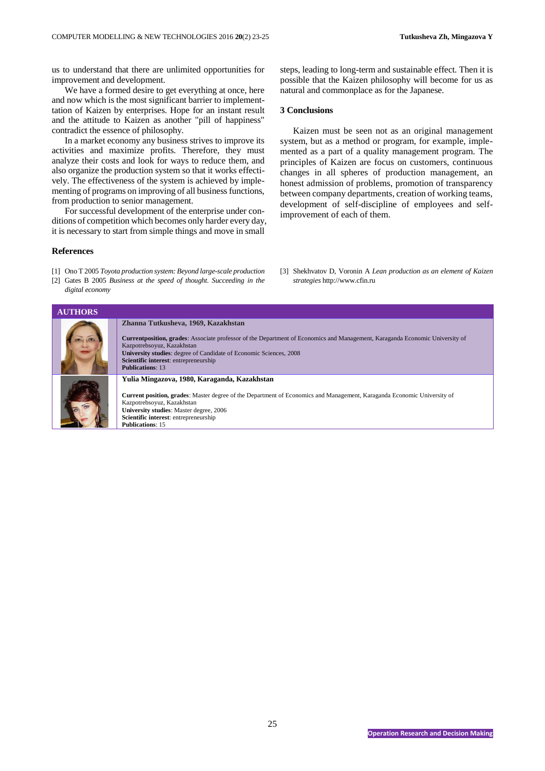us to understand that there are unlimited opportunities for improvement and development.

We have a formed desire to get everything at once, here and now which is the most significant barrier to implementtation of Kaizen by enterprises. Hope for an instant result and the attitude to Kaizen as another "pill of happiness" contradict the essence of philosophy.

In a market economy any business strives to improve its activities and maximize profits. Therefore, they must analyze their costs and look for ways to reduce them, and also organize the production system so that it works effectively. The effectiveness of the system is achieved by implementing of programs on improving of all business functions, from production to senior management.

For successful development of the enterprise under conditions of competition which becomes only harder every day, it is necessary to start from simple things and move in small steps, leading to long-term and sustainable effect. Then it is possible that the Kaizen philosophy will become for us as natural and commonplace as for the Japanese.

## 3 Conclusions

Kaizen must be seen not as an original management system, but as a method or program, for example, implemented as a part of a quality management program. The principles of Kaizen are focus on customers, continuous changes in all spheres of production management, an honest admission of problems, promotion of transparency between company departments, creation of working teams, development of self-discipline of employees and self-improvement of each of them.

## References

[1] Ono T 2005 *Toyota production system: Beyond large-scale production*

[2] Gates B 2005 *Business at the speed of thought. Succeeding in the digital economy*

[3] Shekhvatov D, Voronin A *Lean production as an element of Kaizen strategies* http://www.cfin.ru

## AUTHORS

**Zhanna Tutkusheva, 1969, Kazakhstan**

**Currentposition, grades**: Associate professor of the Department of Economics and Management, Karaganda Economic University of Kazpotrebsoyuz, Kazakhstan
**University studies**: degree of Candidate of Economic Sciences, 2008
**Scientific interest**: entrepreneurship
**Publications**: 13

**Yulia Mingazova, 1980, Karaganda, Kazakhstan**

**Current position, grades**: Master degree of the Department of Economics and Management, Karaganda Economic University of Kazpotrebsoyuz, Kazakhstan
**University studies**: Master degree, 2006
**Scientific interest**: entrepreneurship
**Publications**: 15